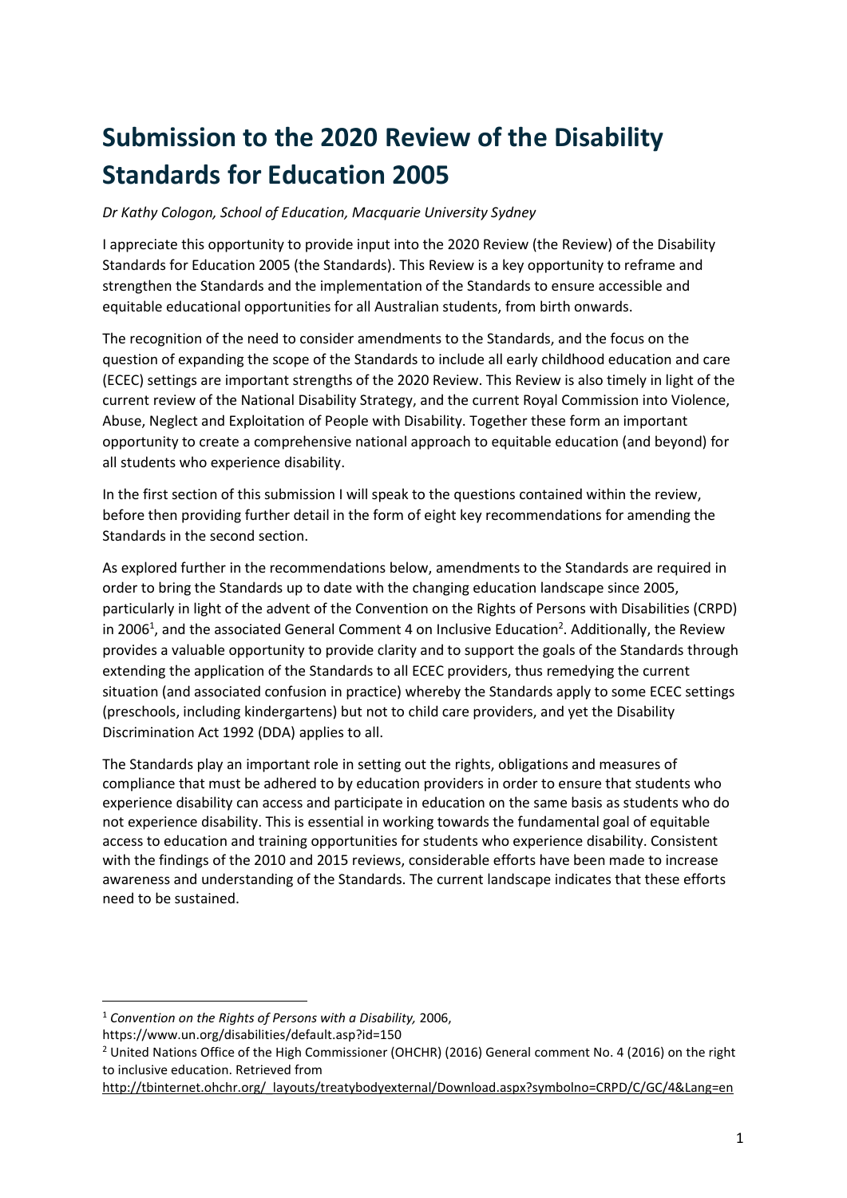# Submission to the 2020 Review of the Disability Standards for Education 2005

*Dr Kathy Cologon, School of Education, Macquarie University Sydney*

I appreciate this opportunity to provide input into the 2020 Review (the Review) of the Disability Standards for Education 2005 (the Standards). This Review is a key opportunity to reframe and strengthen the Standards and the implementation of the Standards to ensure accessible and equitable educational opportunities for all Australian students, from birth onwards.

The recognition of the need to consider amendments to the Standards, and the focus on the question of expanding the scope of the Standards to include all early childhood education and care (ECEC) settings are important strengths of the 2020 Review. This Review is also timely in light of the current review of the National Disability Strategy, and the current Royal Commission into Violence, Abuse, Neglect and Exploitation of People with Disability. Together these form an important opportunity to create a comprehensive national approach to equitable education (and beyond) for all students who experience disability.

In the first section of this submission I will speak to the questions contained within the review, before then providing further detail in the form of eight key recommendations for amending the Standards in the second section.

As explored further in the recommendations below, amendments to the Standards are required in order to bring the Standards up to date with the changing education landscape since 2005, particularly in light of the advent of the Convention on the Rights of Persons with Disabilities (CRPD) in 2006[1], and the associated General Comment 4 on Inclusive Education[2]. Additionally, the Review provides a valuable opportunity to provide clarity and to support the goals of the Standards through extending the application of the Standards to all ECEC providers, thus remedying the current situation (and associated confusion in practice) whereby the Standards apply to some ECEC settings (preschools, including kindergartens) but not to child care providers, and yet the Disability Discrimination Act 1992 (DDA) applies to all.

The Standards play an important role in setting out the rights, obligations and measures of compliance that must be adhered to by education providers in order to ensure that students who experience disability can access and participate in education on the same basis as students who do not experience disability. This is essential in working towards the fundamental goal of equitable access to education and training opportunities for students who experience disability. Consistent with the findings of the 2010 and 2015 reviews, considerable efforts have been made to increase awareness and understanding of the Standards. The current landscape indicates that these efforts need to be sustained.

---

[1] *Convention on the Rights of Persons with a Disability,* 2006, https://www.un.org/disabilities/default.asp?id=150

[2] United Nations Office of the High Commissioner (OHCHR) (2016) General comment No. 4 (2016) on the right to inclusive education. Retrieved from http://tbinternet.ohchr.org/_layouts/treatybodyexternal/Download.aspx?symbolno=CRPD/C/GC/4&Lang=en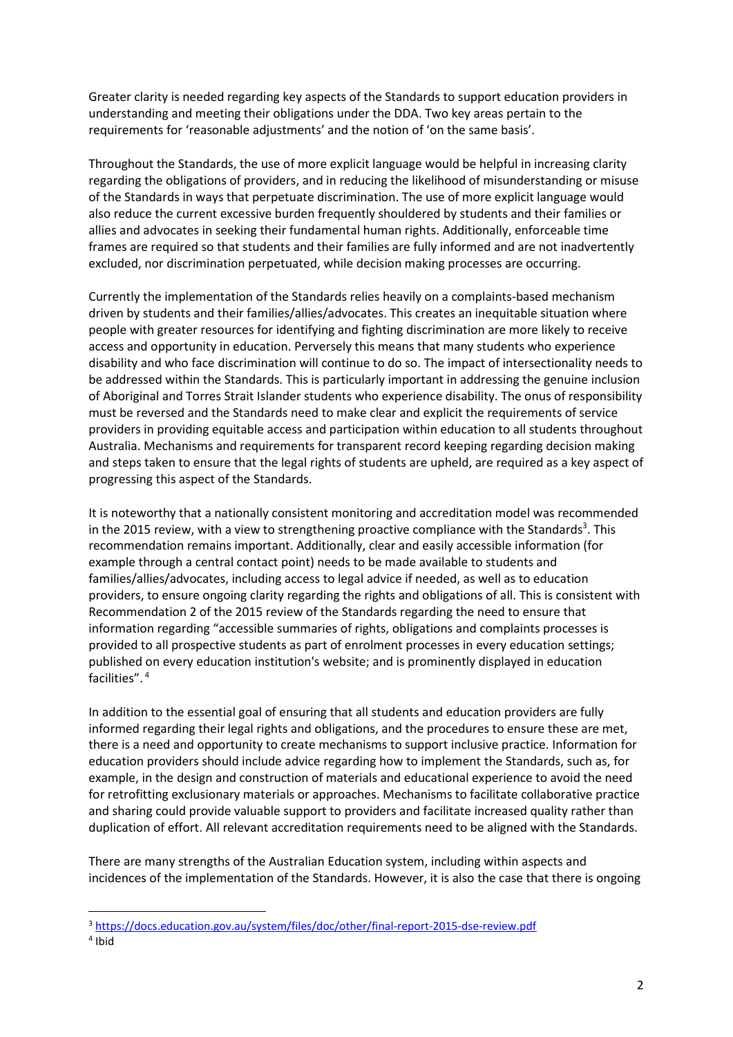Greater clarity is needed regarding key aspects of the Standards to support education providers in understanding and meeting their obligations under the DDA. Two key areas pertain to the requirements for 'reasonable adjustments' and the notion of 'on the same basis'.

Throughout the Standards, the use of more explicit language would be helpful in increasing clarity regarding the obligations of providers, and in reducing the likelihood of misunderstanding or misuse of the Standards in ways that perpetuate discrimination. The use of more explicit language would also reduce the current excessive burden frequently shouldered by students and their families or allies and advocates in seeking their fundamental human rights. Additionally, enforceable time frames are required so that students and their families are fully informed and are not inadvertently excluded, nor discrimination perpetuated, while decision making processes are occurring.

Currently the implementation of the Standards relies heavily on a complaints-based mechanism driven by students and their families/allies/advocates. This creates an inequitable situation where people with greater resources for identifying and fighting discrimination are more likely to receive access and opportunity in education. Perversely this means that many students who experience disability and who face discrimination will continue to do so. The impact of intersectionality needs to be addressed within the Standards. This is particularly important in addressing the genuine inclusion of Aboriginal and Torres Strait Islander students who experience disability. The onus of responsibility must be reversed and the Standards need to make clear and explicit the requirements of service providers in providing equitable access and participation within education to all students throughout Australia. Mechanisms and requirements for transparent record keeping regarding decision making and steps taken to ensure that the legal rights of students are upheld, are required as a key aspect of progressing this aspect of the Standards.

It is noteworthy that a nationally consistent monitoring and accreditation model was recommended in the 2015 review, with a view to strengthening proactive compliance with the Standards[3]. This recommendation remains important. Additionally, clear and easily accessible information (for example through a central contact point) needs to be made available to students and families/allies/advocates, including access to legal advice if needed, as well as to education providers, to ensure ongoing clarity regarding the rights and obligations of all. This is consistent with Recommendation 2 of the 2015 review of the Standards regarding the need to ensure that information regarding "accessible summaries of rights, obligations and complaints processes is provided to all prospective students as part of enrolment processes in every education settings; published on every education institution's website; and is prominently displayed in education facilities".[4]

In addition to the essential goal of ensuring that all students and education providers are fully informed regarding their legal rights and obligations, and the procedures to ensure these are met, there is a need and opportunity to create mechanisms to support inclusive practice. Information for education providers should include advice regarding how to implement the Standards, such as, for example, in the design and construction of materials and educational experience to avoid the need for retrofitting exclusionary materials or approaches. Mechanisms to facilitate collaborative practice and sharing could provide valuable support to providers and facilitate increased quality rather than duplication of effort. All relevant accreditation requirements need to be aligned with the Standards.

There are many strengths of the Australian Education system, including within aspects and incidences of the implementation of the Standards. However, it is also the case that there is ongoing

[3] https://docs.education.gov.au/system/files/doc/other/final-report-2015-dse-review.pdf

[4] Ibid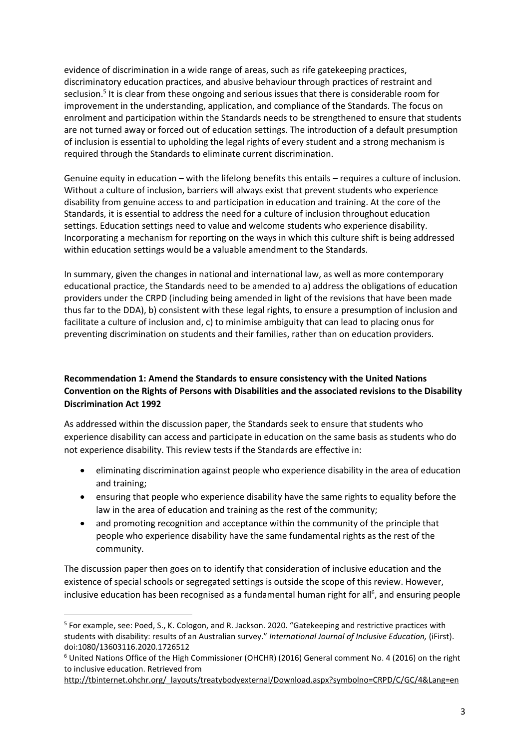evidence of discrimination in a wide range of areas, such as rife gatekeeping practices, discriminatory education practices, and abusive behaviour through practices of restraint and seclusion.[5] It is clear from these ongoing and serious issues that there is considerable room for improvement in the understanding, application, and compliance of the Standards. The focus on enrolment and participation within the Standards needs to be strengthened to ensure that students are not turned away or forced out of education settings. The introduction of a default presumption of inclusion is essential to upholding the legal rights of every student and a strong mechanism is required through the Standards to eliminate current discrimination.

Genuine equity in education – with the lifelong benefits this entails – requires a culture of inclusion. Without a culture of inclusion, barriers will always exist that prevent students who experience disability from genuine access to and participation in education and training. At the core of the Standards, it is essential to address the need for a culture of inclusion throughout education settings. Education settings need to value and welcome students who experience disability. Incorporating a mechanism for reporting on the ways in which this culture shift is being addressed within education settings would be a valuable amendment to the Standards.

In summary, given the changes in national and international law, as well as more contemporary educational practice, the Standards need to be amended to a) address the obligations of education providers under the CRPD (including being amended in light of the revisions that have been made thus far to the DDA), b) consistent with these legal rights, to ensure a presumption of inclusion and facilitate a culture of inclusion and, c) to minimise ambiguity that can lead to placing onus for preventing discrimination on students and their families, rather than on education providers.

**Recommendation 1: Amend the Standards to ensure consistency with the United Nations Convention on the Rights of Persons with Disabilities and the associated revisions to the Disability Discrimination Act 1992**

As addressed within the discussion paper, the Standards seek to ensure that students who experience disability can access and participate in education on the same basis as students who do not experience disability. This review tests if the Standards are effective in:

- eliminating discrimination against people who experience disability in the area of education and training;
- ensuring that people who experience disability have the same rights to equality before the law in the area of education and training as the rest of the community;
- and promoting recognition and acceptance within the community of the principle that people who experience disability have the same fundamental rights as the rest of the community.

The discussion paper then goes on to identify that consideration of inclusive education and the existence of special schools or segregated settings is outside the scope of this review. However, inclusive education has been recognised as a fundamental human right for all[6], and ensuring people

[5] For example, see: Poed, S., K. Cologon, and R. Jackson. 2020. "Gatekeeping and restrictive practices with students with disability: results of an Australian survey." *International Journal of Inclusive Education,* (iFirst). doi:1080/13603116.2020.1726512

[6] United Nations Office of the High Commissioner (OHCHR) (2016) General comment No. 4 (2016) on the right to inclusive education. Retrieved from http://tbinternet.ohchr.org/_layouts/treatybodyexternal/Download.aspx?symbolno=CRPD/C/GC/4&Lang=en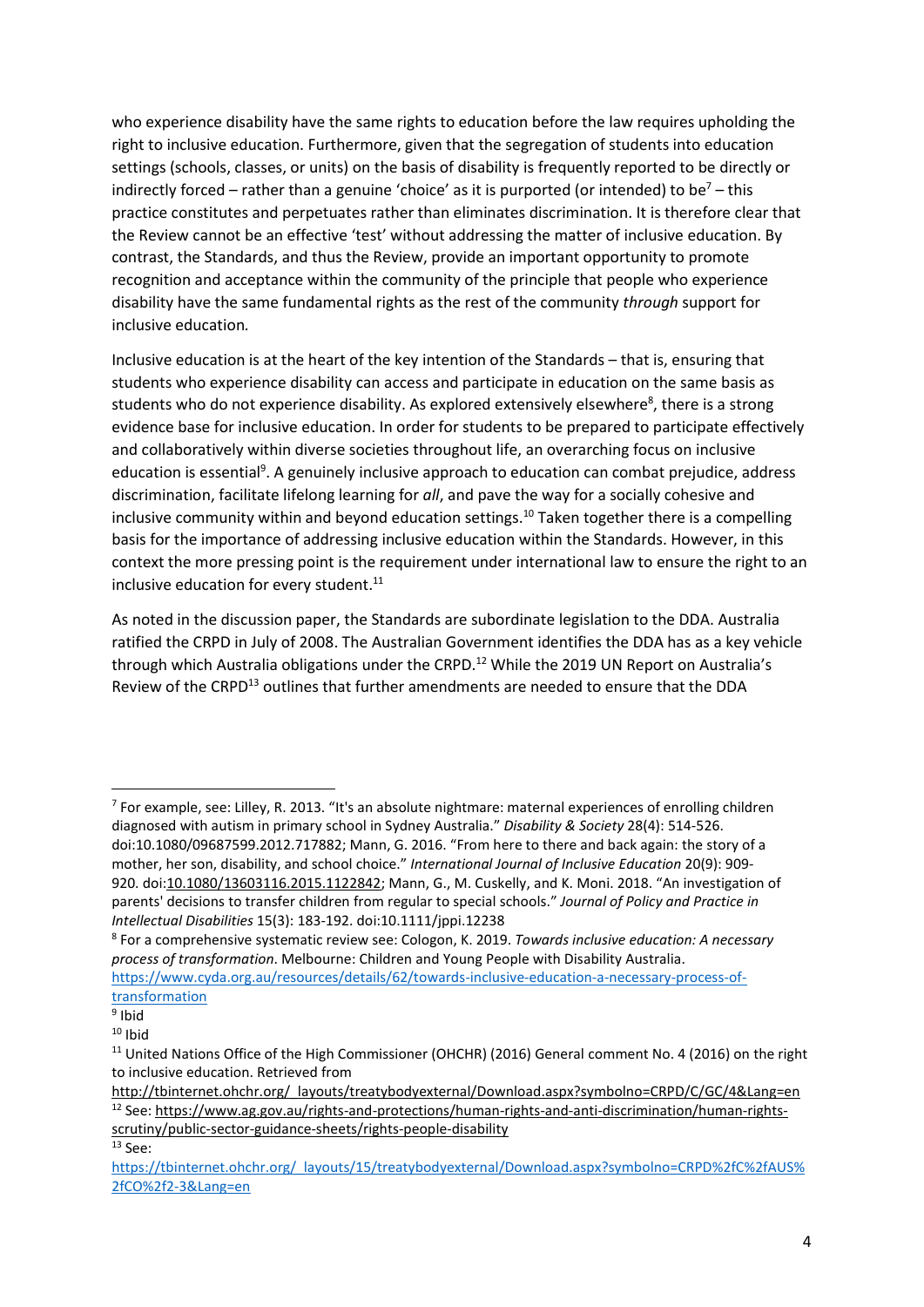who experience disability have the same rights to education before the law requires upholding the right to inclusive education. Furthermore, given that the segregation of students into education settings (schools, classes, or units) on the basis of disability is frequently reported to be directly or indirectly forced – rather than a genuine 'choice' as it is purported (or intended) to be[7] – this practice constitutes and perpetuates rather than eliminates discrimination. It is therefore clear that the Review cannot be an effective 'test' without addressing the matter of inclusive education. By contrast, the Standards, and thus the Review, provide an important opportunity to promote recognition and acceptance within the community of the principle that people who experience disability have the same fundamental rights as the rest of the community *through* support for inclusive education.

Inclusive education is at the heart of the key intention of the Standards – that is, ensuring that students who experience disability can access and participate in education on the same basis as students who do not experience disability. As explored extensively elsewhere[8], there is a strong evidence base for inclusive education. In order for students to be prepared to participate effectively and collaboratively within diverse societies throughout life, an overarching focus on inclusive education is essential[9]. A genuinely inclusive approach to education can combat prejudice, address discrimination, facilitate lifelong learning for *all*, and pave the way for a socially cohesive and inclusive community within and beyond education settings.[10] Taken together there is a compelling basis for the importance of addressing inclusive education within the Standards. However, in this context the more pressing point is the requirement under international law to ensure the right to an inclusive education for every student.[11]

As noted in the discussion paper, the Standards are subordinate legislation to the DDA. Australia ratified the CRPD in July of 2008. The Australian Government identifies the DDA has as a key vehicle through which Australia obligations under the CRPD.[12] While the 2019 UN Report on Australia's Review of the CRPD[13] outlines that further amendments are needed to ensure that the DDA

---

[7] For example, see: Lilley, R. 2013. "It's an absolute nightmare: maternal experiences of enrolling children diagnosed with autism in primary school in Sydney Australia." *Disability & Society* 28(4): 514-526. doi:10.1080/09687599.2012.717882; Mann, G. 2016. "From here to there and back again: the story of a mother, her son, disability, and school choice." *International Journal of Inclusive Education* 20(9): 909-920. doi:10.1080/13603116.2015.1122842; Mann, G., M. Cuskelly, and K. Moni. 2018. "An investigation of parents' decisions to transfer children from regular to special schools." *Journal of Policy and Practice in Intellectual Disabilities* 15(3): 183-192. doi:10.1111/jppi.12238

[8] For a comprehensive systematic review see: Cologon, K. 2019. *Towards inclusive education: A necessary process of transformation*. Melbourne: Children and Young People with Disability Australia. https://www.cyda.org.au/resources/details/62/towards-inclusive-education-a-necessary-process-of-transformation

[9] Ibid

[10] Ibid

[11] United Nations Office of the High Commissioner (OHCHR) (2016) General comment No. 4 (2016) on the right to inclusive education. Retrieved from http://tbinternet.ohchr.org/_layouts/treatybodyexternal/Download.aspx?symbolno=CRPD/C/GC/4&Lang=en

[12] See: https://www.ag.gov.au/rights-and-protections/human-rights-and-anti-discrimination/human-rights-scrutiny/public-sector-guidance-sheets/rights-people-disability

[13] See: https://tbinternet.ohchr.org/_layouts/15/treatybodyexternal/Download.aspx?symbolno=CRPD%2fC%2fAUS%2fCO%2f2-3&Lang=en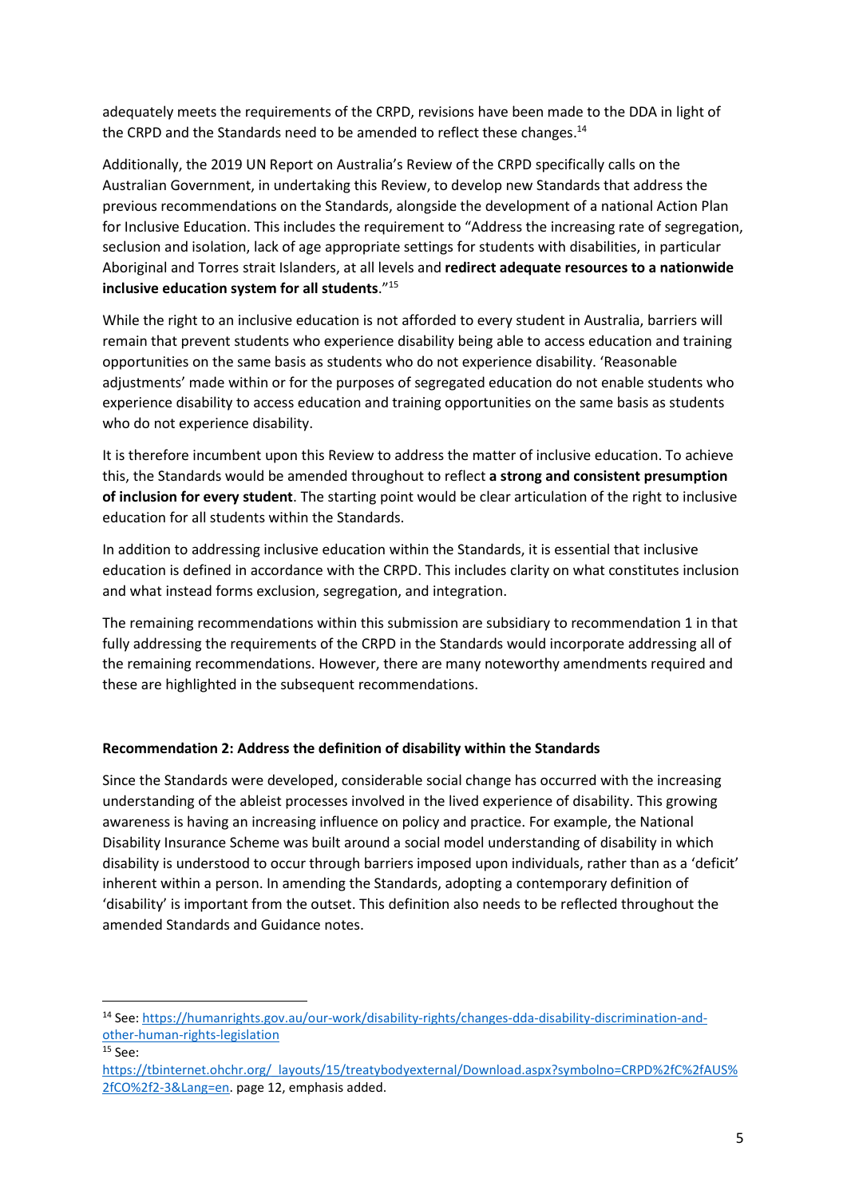adequately meets the requirements of the CRPD, revisions have been made to the DDA in light of the CRPD and the Standards need to be amended to reflect these changes.[14]

Additionally, the 2019 UN Report on Australia's Review of the CRPD specifically calls on the Australian Government, in undertaking this Review, to develop new Standards that address the previous recommendations on the Standards, alongside the development of a national Action Plan for Inclusive Education. This includes the requirement to "Address the increasing rate of segregation, seclusion and isolation, lack of age appropriate settings for students with disabilities, in particular Aboriginal and Torres strait Islanders, at all levels and **redirect adequate resources to a nationwide inclusive education system for all students**."[15]

While the right to an inclusive education is not afforded to every student in Australia, barriers will remain that prevent students who experience disability being able to access education and training opportunities on the same basis as students who do not experience disability. 'Reasonable adjustments' made within or for the purposes of segregated education do not enable students who experience disability to access education and training opportunities on the same basis as students who do not experience disability.

It is therefore incumbent upon this Review to address the matter of inclusive education. To achieve this, the Standards would be amended throughout to reflect **a strong and consistent presumption of inclusion for every student**. The starting point would be clear articulation of the right to inclusive education for all students within the Standards.

In addition to addressing inclusive education within the Standards, it is essential that inclusive education is defined in accordance with the CRPD. This includes clarity on what constitutes inclusion and what instead forms exclusion, segregation, and integration.

The remaining recommendations within this submission are subsidiary to recommendation 1 in that fully addressing the requirements of the CRPD in the Standards would incorporate addressing all of the remaining recommendations. However, there are many noteworthy amendments required and these are highlighted in the subsequent recommendations.

**Recommendation 2: Address the definition of disability within the Standards**

Since the Standards were developed, considerable social change has occurred with the increasing understanding of the ableist processes involved in the lived experience of disability. This growing awareness is having an increasing influence on policy and practice. For example, the National Disability Insurance Scheme was built around a social model understanding of disability in which disability is understood to occur through barriers imposed upon individuals, rather than as a 'deficit' inherent within a person. In amending the Standards, adopting a contemporary definition of 'disability' is important from the outset. This definition also needs to be reflected throughout the amended Standards and Guidance notes.

---

[14] See: https://humanrights.gov.au/our-work/disability-rights/changes-dda-disability-discrimination-and-other-human-rights-legislation

[15] See: https://tbinternet.ohchr.org/_layouts/15/treatybodyexternal/Download.aspx?symbolno=CRPD%2fC%2fAUS%2fCO%2f2-3&Lang=en. page 12, emphasis added.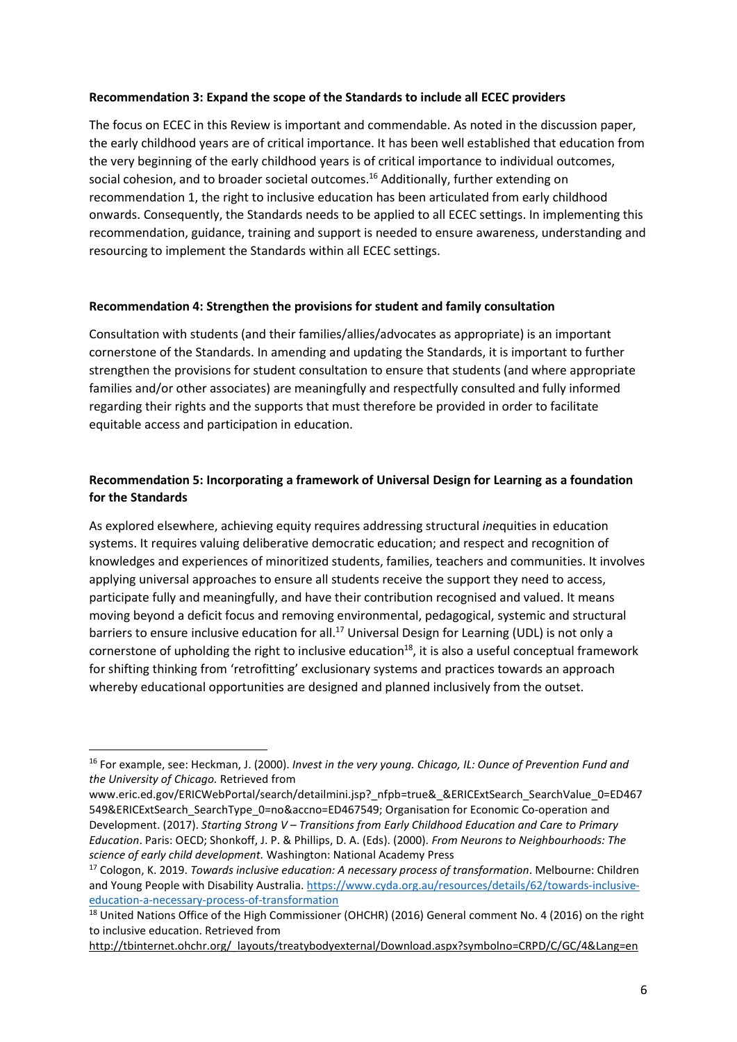**Recommendation 3: Expand the scope of the Standards to include all ECEC providers**

The focus on ECEC in this Review is important and commendable. As noted in the discussion paper, the early childhood years are of critical importance. It has been well established that education from the very beginning of the early childhood years is of critical importance to individual outcomes, social cohesion, and to broader societal outcomes.[16] Additionally, further extending on recommendation 1, the right to inclusive education has been articulated from early childhood onwards. Consequently, the Standards needs to be applied to all ECEC settings. In implementing this recommendation, guidance, training and support is needed to ensure awareness, understanding and resourcing to implement the Standards within all ECEC settings.

**Recommendation 4: Strengthen the provisions for student and family consultation**

Consultation with students (and their families/allies/advocates as appropriate) is an important cornerstone of the Standards. In amending and updating the Standards, it is important to further strengthen the provisions for student consultation to ensure that students (and where appropriate families and/or other associates) are meaningfully and respectfully consulted and fully informed regarding their rights and the supports that must therefore be provided in order to facilitate equitable access and participation in education.

**Recommendation 5: Incorporating a framework of Universal Design for Learning as a foundation for the Standards**

As explored elsewhere, achieving equity requires addressing structural *in*equities in education systems. It requires valuing deliberative democratic education; and respect and recognition of knowledges and experiences of minoritized students, families, teachers and communities. It involves applying universal approaches to ensure all students receive the support they need to access, participate fully and meaningfully, and have their contribution recognised and valued. It means moving beyond a deficit focus and removing environmental, pedagogical, systemic and structural barriers to ensure inclusive education for all.[17] Universal Design for Learning (UDL) is not only a cornerstone of upholding the right to inclusive education[18], it is also a useful conceptual framework for shifting thinking from 'retrofitting' exclusionary systems and practices towards an approach whereby educational opportunities are designed and planned inclusively from the outset.

---

[16] For example, see: Heckman, J. (2000). *Invest in the very young. Chicago, IL: Ounce of Prevention Fund and the University of Chicago.* Retrieved from www.eric.ed.gov/ERICWebPortal/search/detailmini.jsp?_nfpb=true&_&ERICExtSearch_SearchValue_0=ED467549&ERICExtSearch_SearchType_0=no&accno=ED467549; Organisation for Economic Co-operation and Development. (2017). *Starting Strong V – Transitions from Early Childhood Education and Care to Primary Education*. Paris: OECD; Shonkoff, J. P. & Phillips, D. A. (Eds). (2000). *From Neurons to Neighbourhoods: The science of early child development.* Washington: National Academy Press

[17] Cologon, K. 2019. *Towards inclusive education: A necessary process of transformation*. Melbourne: Children and Young People with Disability Australia. https://www.cyda.org.au/resources/details/62/towards-inclusive-education-a-necessary-process-of-transformation

[18] United Nations Office of the High Commissioner (OHCHR) (2016) General comment No. 4 (2016) on the right to inclusive education. Retrieved from http://tbinternet.ohchr.org/_layouts/treatybodyexternal/Download.aspx?symbolno=CRPD/C/GC/4&Lang=en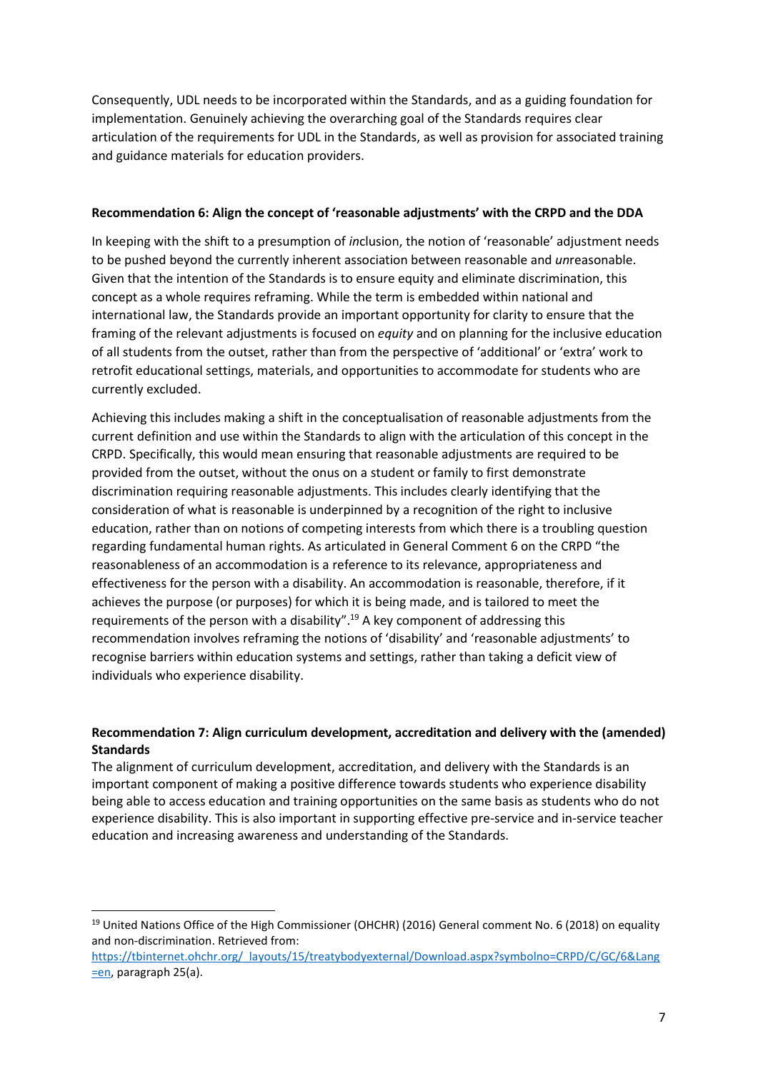Consequently, UDL needs to be incorporated within the Standards, and as a guiding foundation for implementation. Genuinely achieving the overarching goal of the Standards requires clear articulation of the requirements for UDL in the Standards, as well as provision for associated training and guidance materials for education providers.

**Recommendation 6: Align the concept of 'reasonable adjustments' with the CRPD and the DDA**

In keeping with the shift to a presumption of *in*clusion, the notion of 'reasonable' adjustment needs to be pushed beyond the currently inherent association between reasonable and *un*reasonable. Given that the intention of the Standards is to ensure equity and eliminate discrimination, this concept as a whole requires reframing. While the term is embedded within national and international law, the Standards provide an important opportunity for clarity to ensure that the framing of the relevant adjustments is focused on *equity* and on planning for the inclusive education of all students from the outset, rather than from the perspective of 'additional' or 'extra' work to retrofit educational settings, materials, and opportunities to accommodate for students who are currently excluded.

Achieving this includes making a shift in the conceptualisation of reasonable adjustments from the current definition and use within the Standards to align with the articulation of this concept in the CRPD. Specifically, this would mean ensuring that reasonable adjustments are required to be provided from the outset, without the onus on a student or family to first demonstrate discrimination requiring reasonable adjustments. This includes clearly identifying that the consideration of what is reasonable is underpinned by a recognition of the right to inclusive education, rather than on notions of competing interests from which there is a troubling question regarding fundamental human rights. As articulated in General Comment 6 on the CRPD "the reasonableness of an accommodation is a reference to its relevance, appropriateness and effectiveness for the person with a disability. An accommodation is reasonable, therefore, if it achieves the purpose (or purposes) for which it is being made, and is tailored to meet the requirements of the person with a disability".[19] A key component of addressing this recommendation involves reframing the notions of 'disability' and 'reasonable adjustments' to recognise barriers within education systems and settings, rather than taking a deficit view of individuals who experience disability.

**Recommendation 7: Align curriculum development, accreditation and delivery with the (amended) Standards**

The alignment of curriculum development, accreditation, and delivery with the Standards is an important component of making a positive difference towards students who experience disability being able to access education and training opportunities on the same basis as students who do not experience disability. This is also important in supporting effective pre-service and in-service teacher education and increasing awareness and understanding of the Standards.

---

[19] United Nations Office of the High Commissioner (OHCHR) (2016) General comment No. 6 (2018) on equality and non-discrimination. Retrieved from: https://tbinternet.ohchr.org/_layouts/15/treatybodyexternal/Download.aspx?symbolno=CRPD/C/GC/6&Lang=en, paragraph 25(a).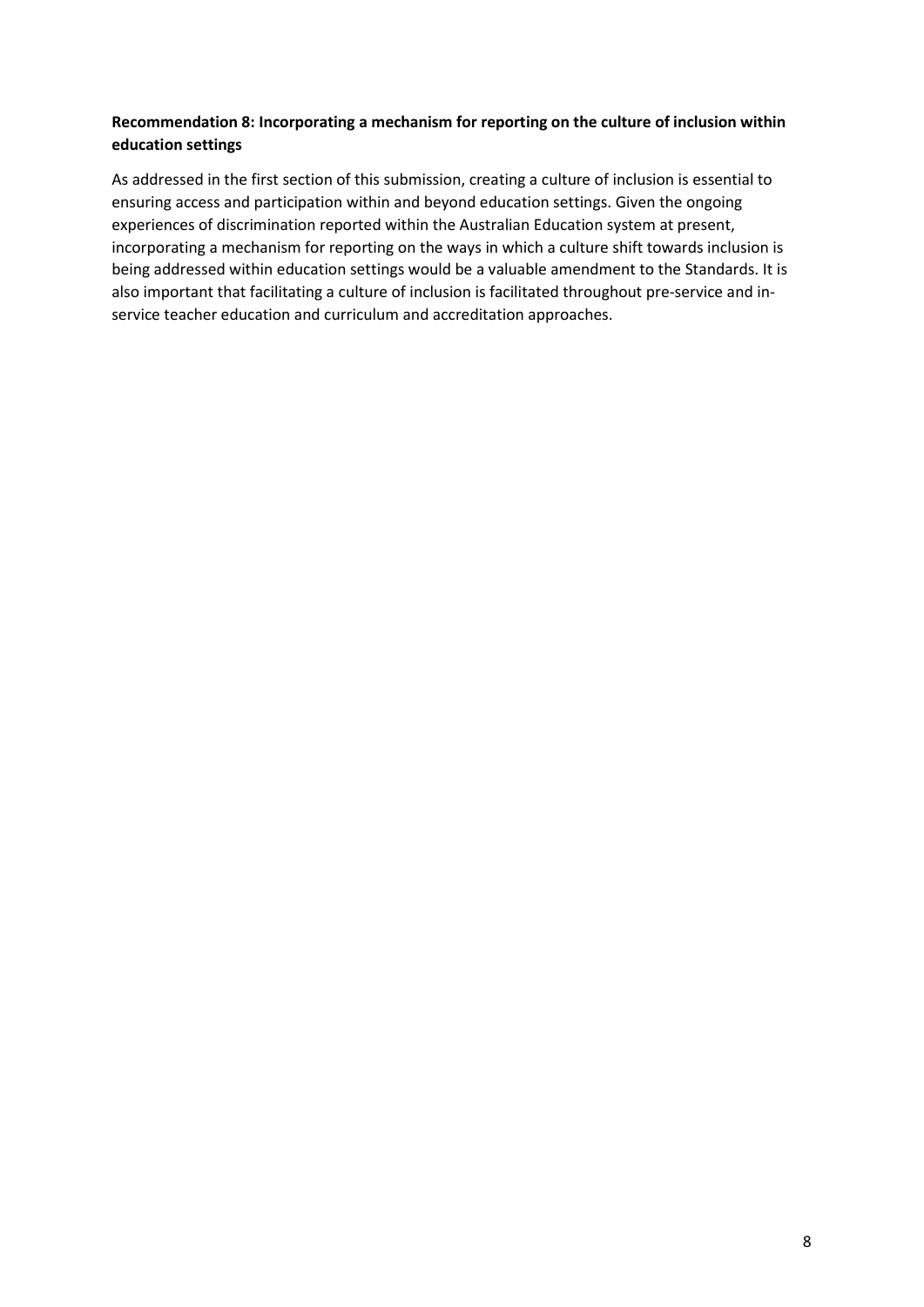**Recommendation 8: Incorporating a mechanism for reporting on the culture of inclusion within education settings**

As addressed in the first section of this submission, creating a culture of inclusion is essential to ensuring access and participation within and beyond education settings. Given the ongoing experiences of discrimination reported within the Australian Education system at present, incorporating a mechanism for reporting on the ways in which a culture shift towards inclusion is being addressed within education settings would be a valuable amendment to the Standards. It is also important that facilitating a culture of inclusion is facilitated throughout pre-service and in-service teacher education and curriculum and accreditation approaches.